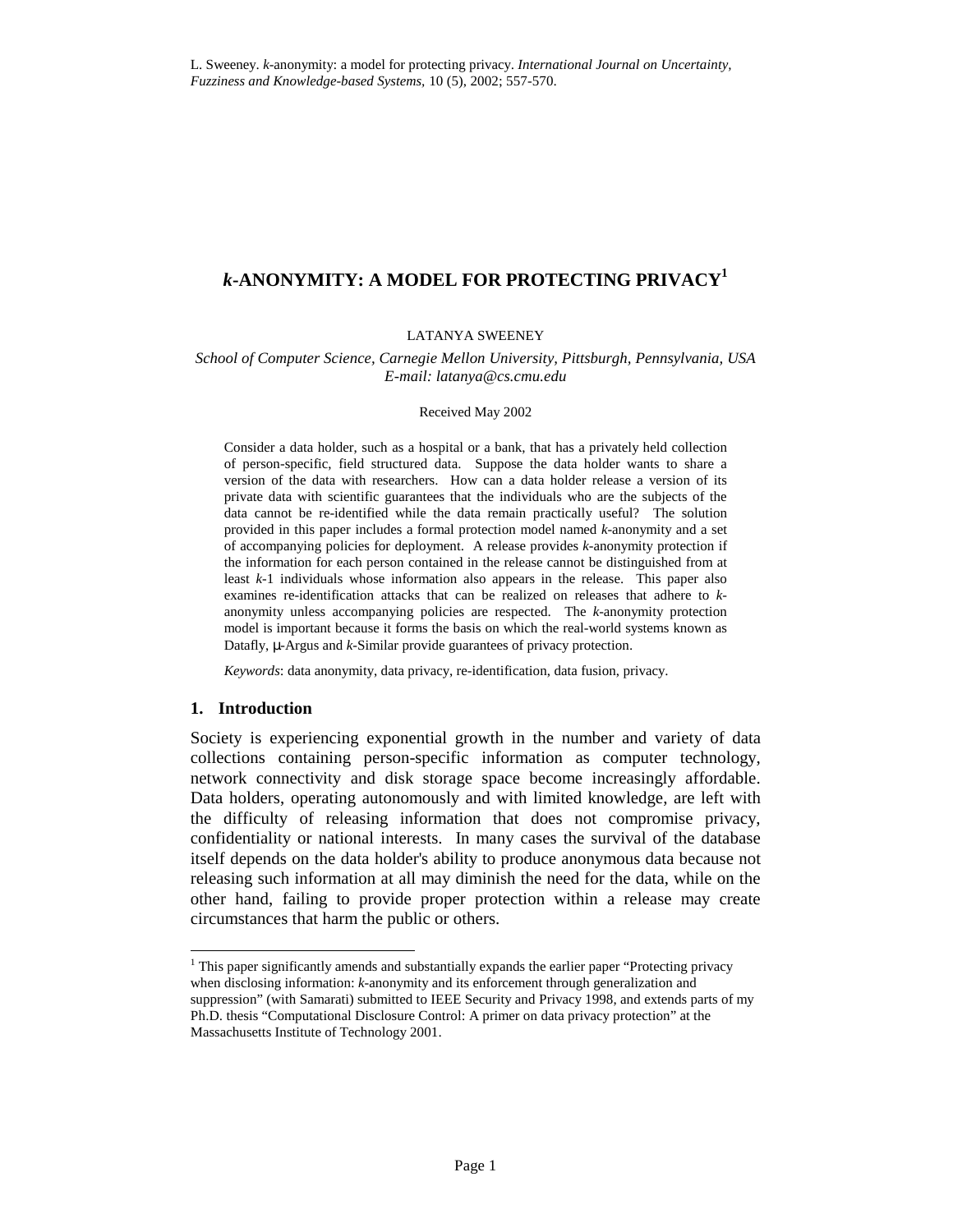L. Sweeney. *k*-anonymity: a model for protecting privacy. *International Journal on Uncertainty, Fuzziness and Knowledge-based Systems*, 10 (5), 2002; 557-570.

# *k*-ANONYMITY: A MODEL FOR PROTECTING PRIVACY[1]

LATANYA SWEENEY

*School of Computer Science, Carnegie Mellon University, Pittsburgh, Pennsylvania, USA*
*E-mail: latanya@cs.cmu.edu*

Received May 2002

Consider a data holder, such as a hospital or a bank, that has a privately held collection of person-specific, field structured data. Suppose the data holder wants to share a version of the data with researchers. How can a data holder release a version of its private data with scientific guarantees that the individuals who are the subjects of the data cannot be re-identified while the data remain practically useful? The solution provided in this paper includes a formal protection model named *k*-anonymity and a set of accompanying policies for deployment. A release provides *k*-anonymity protection if the information for each person contained in the release cannot be distinguished from at least *k*-1 individuals whose information also appears in the release. This paper also examines re-identification attacks that can be realized on releases that adhere to *k*-anonymity unless accompanying policies are respected. The *k*-anonymity protection model is important because it forms the basis on which the real-world systems known as Datafly, μ-Argus and *k*-Similar provide guarantees of privacy protection.

*Keywords*: data anonymity, data privacy, re-identification, data fusion, privacy.

## 1. Introduction

Society is experiencing exponential growth in the number and variety of data collections containing person-specific information as computer technology, network connectivity and disk storage space become increasingly affordable. Data holders, operating autonomously and with limited knowledge, are left with the difficulty of releasing information that does not compromise privacy, confidentiality or national interests. In many cases the survival of the database itself depends on the data holder's ability to produce anonymous data because not releasing such information at all may diminish the need for the data, while on the other hand, failing to provide proper protection within a release may create circumstances that harm the public or others.

[1] This paper significantly amends and substantially expands the earlier paper "Protecting privacy when disclosing information: *k*-anonymity and its enforcement through generalization and suppression" (with Samarati) submitted to IEEE Security and Privacy 1998, and extends parts of my Ph.D. thesis "Computational Disclosure Control: A primer on data privacy protection" at the Massachusetts Institute of Technology 2001.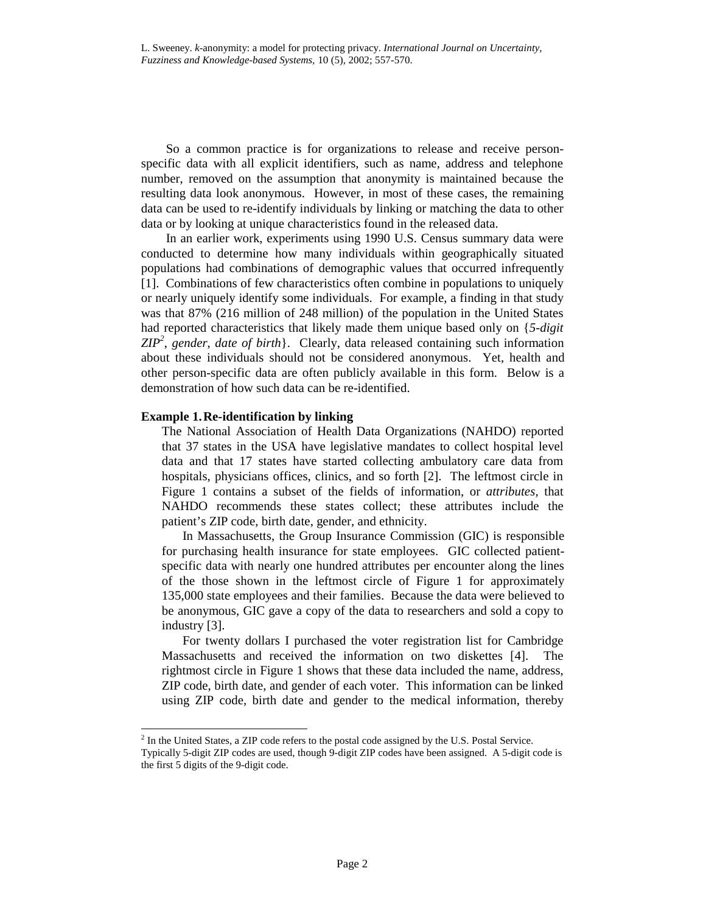So a common practice is for organizations to release and receive person-specific data with all explicit identifiers, such as name, address and telephone number, removed on the assumption that anonymity is maintained because the resulting data look anonymous. However, in most of these cases, the remaining data can be used to re-identify individuals by linking or matching the data to other data or by looking at unique characteristics found in the released data.

In an earlier work, experiments using 1990 U.S. Census summary data were conducted to determine how many individuals within geographically situated populations had combinations of demographic values that occurred infrequently [1]. Combinations of few characteristics often combine in populations to uniquely or nearly uniquely identify some individuals. For example, a finding in that study was that 87% (216 million of 248 million) of the population in the United States had reported characteristics that likely made them unique based only on {*5-digit ZIP*[2], *gender*, *date of birth*}. Clearly, data released containing such information about these individuals should not be considered anonymous. Yet, health and other person-specific data are often publicly available in this form. Below is a demonstration of how such data can be re-identified.

**Example 1. Re-identification by linking**

The National Association of Health Data Organizations (NAHDO) reported that 37 states in the USA have legislative mandates to collect hospital level data and that 17 states have started collecting ambulatory care data from hospitals, physicians offices, clinics, and so forth [2]. The leftmost circle in Figure 1 contains a subset of the fields of information, or *attributes*, that NAHDO recommends these states collect; these attributes include the patient's ZIP code, birth date, gender, and ethnicity.

In Massachusetts, the Group Insurance Commission (GIC) is responsible for purchasing health insurance for state employees. GIC collected patient-specific data with nearly one hundred attributes per encounter along the lines of the those shown in the leftmost circle of Figure 1 for approximately 135,000 state employees and their families. Because the data were believed to be anonymous, GIC gave a copy of the data to researchers and sold a copy to industry [3].

For twenty dollars I purchased the voter registration list for Cambridge Massachusetts and received the information on two diskettes [4]. The rightmost circle in Figure 1 shows that these data included the name, address, ZIP code, birth date, and gender of each voter. This information can be linked using ZIP code, birth date and gender to the medical information, thereby

[2] In the United States, a ZIP code refers to the postal code assigned by the U.S. Postal Service. Typically 5-digit ZIP codes are used, though 9-digit ZIP codes have been assigned. A 5-digit code is the first 5 digits of the 9-digit code.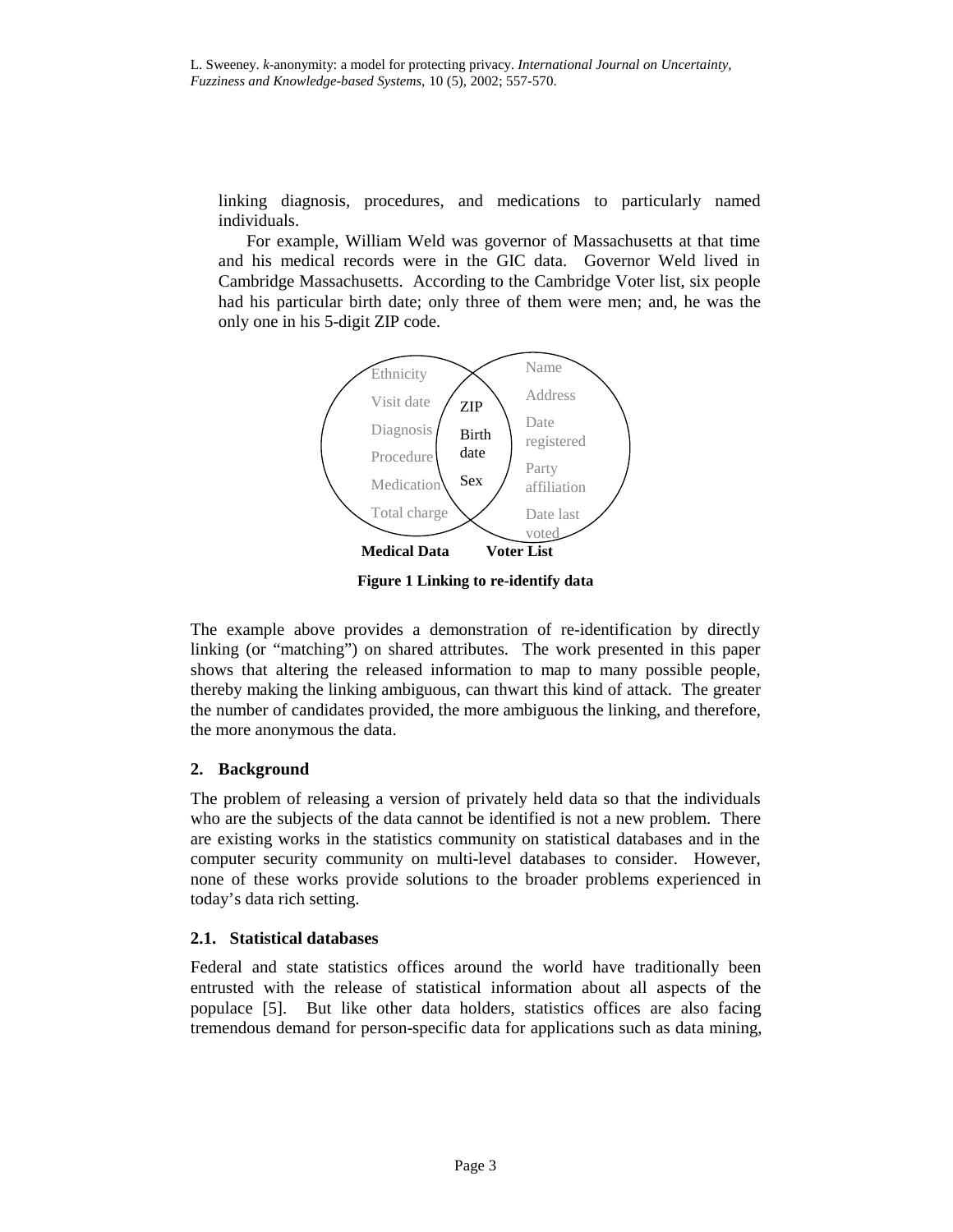linking diagnosis, procedures, and medications to particularly named individuals.

For example, William Weld was governor of Massachusetts at that time and his medical records were in the GIC data. Governor Weld lived in Cambridge Massachusetts. According to the Cambridge Voter list, six people had his particular birth date; only three of them were men; and, he was the only one in his 5-digit ZIP code.

Ethnicity
Visit date
Diagnosis
Procedure
Medication
Total charge

ZIP
Birth date
Sex

Name
Address
Date registered
Party affiliation
Date last voted

**Medical Data** **Voter List**

**Figure 1 Linking to re-identify data**

The example above provides a demonstration of re-identification by directly linking (or "matching") on shared attributes. The work presented in this paper shows that altering the released information to map to many possible people, thereby making the linking ambiguous, can thwart this kind of attack. The greater the number of candidates provided, the more ambiguous the linking, and therefore, the more anonymous the data.

## 2. Background

The problem of releasing a version of privately held data so that the individuals who are the subjects of the data cannot be identified is not a new problem. There are existing works in the statistics community on statistical databases and in the computer security community on multi-level databases to consider. However, none of these works provide solutions to the broader problems experienced in today's data rich setting.

### 2.1. Statistical databases

Federal and state statistics offices around the world have traditionally been entrusted with the release of statistical information about all aspects of the populace [5]. But like other data holders, statistics offices are also facing tremendous demand for person-specific data for applications such as data mining,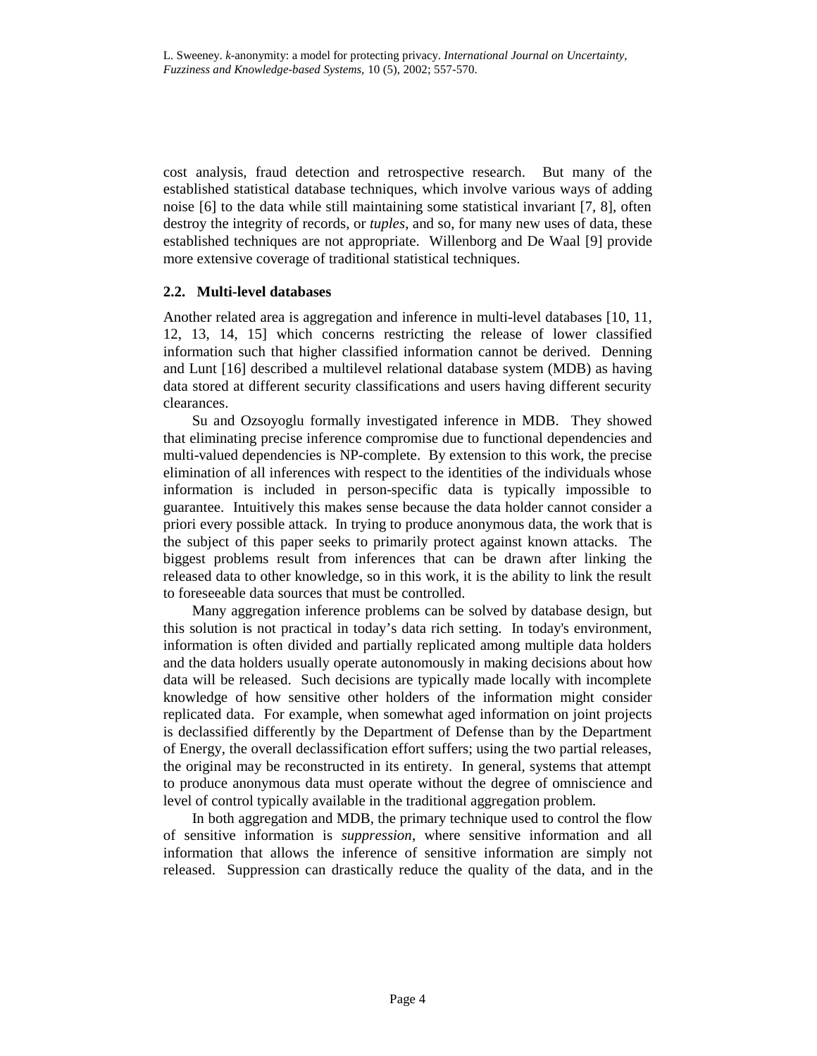cost analysis, fraud detection and retrospective research. But many of the established statistical database techniques, which involve various ways of adding noise [6] to the data while still maintaining some statistical invariant [7, 8], often destroy the integrity of records, or *tuples*, and so, for many new uses of data, these established techniques are not appropriate. Willenborg and De Waal [9] provide more extensive coverage of traditional statistical techniques.

### 2.2. Multi-level databases

Another related area is aggregation and inference in multi-level databases [10, 11, 12, 13, 14, 15] which concerns restricting the release of lower classified information such that higher classified information cannot be derived. Denning and Lunt [16] described a multilevel relational database system (MDB) as having data stored at different security classifications and users having different security clearances.

Su and Ozsoyoglu formally investigated inference in MDB. They showed that eliminating precise inference compromise due to functional dependencies and multi-valued dependencies is NP-complete. By extension to this work, the precise elimination of all inferences with respect to the identities of the individuals whose information is included in person-specific data is typically impossible to guarantee. Intuitively this makes sense because the data holder cannot consider a priori every possible attack. In trying to produce anonymous data, the work that is the subject of this paper seeks to primarily protect against known attacks. The biggest problems result from inferences that can be drawn after linking the released data to other knowledge, so in this work, it is the ability to link the result to foreseeable data sources that must be controlled.

Many aggregation inference problems can be solved by database design, but this solution is not practical in today's data rich setting. In today's environment, information is often divided and partially replicated among multiple data holders and the data holders usually operate autonomously in making decisions about how data will be released. Such decisions are typically made locally with incomplete knowledge of how sensitive other holders of the information might consider replicated data. For example, when somewhat aged information on joint projects is declassified differently by the Department of Defense than by the Department of Energy, the overall declassification effort suffers; using the two partial releases, the original may be reconstructed in its entirety. In general, systems that attempt to produce anonymous data must operate without the degree of omniscience and level of control typically available in the traditional aggregation problem.

In both aggregation and MDB, the primary technique used to control the flow of sensitive information is *suppression*, where sensitive information and all information that allows the inference of sensitive information are simply not released. Suppression can drastically reduce the quality of the data, and in the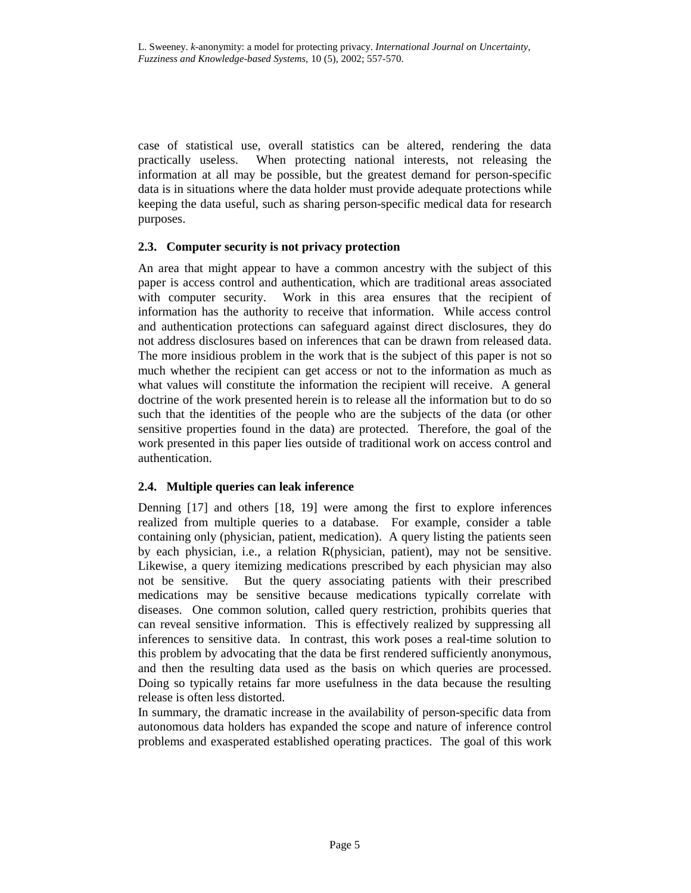case of statistical use, overall statistics can be altered, rendering the data practically useless. When protecting national interests, not releasing the information at all may be possible, but the greatest demand for person-specific data is in situations where the data holder must provide adequate protections while keeping the data useful, such as sharing person-specific medical data for research purposes.

### 2.3. Computer security is not privacy protection

An area that might appear to have a common ancestry with the subject of this paper is access control and authentication, which are traditional areas associated with computer security. Work in this area ensures that the recipient of information has the authority to receive that information. While access control and authentication protections can safeguard against direct disclosures, they do not address disclosures based on inferences that can be drawn from released data. The more insidious problem in the work that is the subject of this paper is not so much whether the recipient can get access or not to the information as much as what values will constitute the information the recipient will receive. A general doctrine of the work presented herein is to release all the information but to do so such that the identities of the people who are the subjects of the data (or other sensitive properties found in the data) are protected. Therefore, the goal of the work presented in this paper lies outside of traditional work on access control and authentication.

### 2.4. Multiple queries can leak inference

Denning [17] and others [18, 19] were among the first to explore inferences realized from multiple queries to a database. For example, consider a table containing only (physician, patient, medication). A query listing the patients seen by each physician, i.e., a relation R(physician, patient), may not be sensitive. Likewise, a query itemizing medications prescribed by each physician may also not be sensitive. But the query associating patients with their prescribed medications may be sensitive because medications typically correlate with diseases. One common solution, called query restriction, prohibits queries that can reveal sensitive information. This is effectively realized by suppressing all inferences to sensitive data. In contrast, this work poses a real-time solution to this problem by advocating that the data be first rendered sufficiently anonymous, and then the resulting data used as the basis on which queries are processed. Doing so typically retains far more usefulness in the data because the resulting release is often less distorted.

In summary, the dramatic increase in the availability of person-specific data from autonomous data holders has expanded the scope and nature of inference control problems and exasperated established operating practices. The goal of this work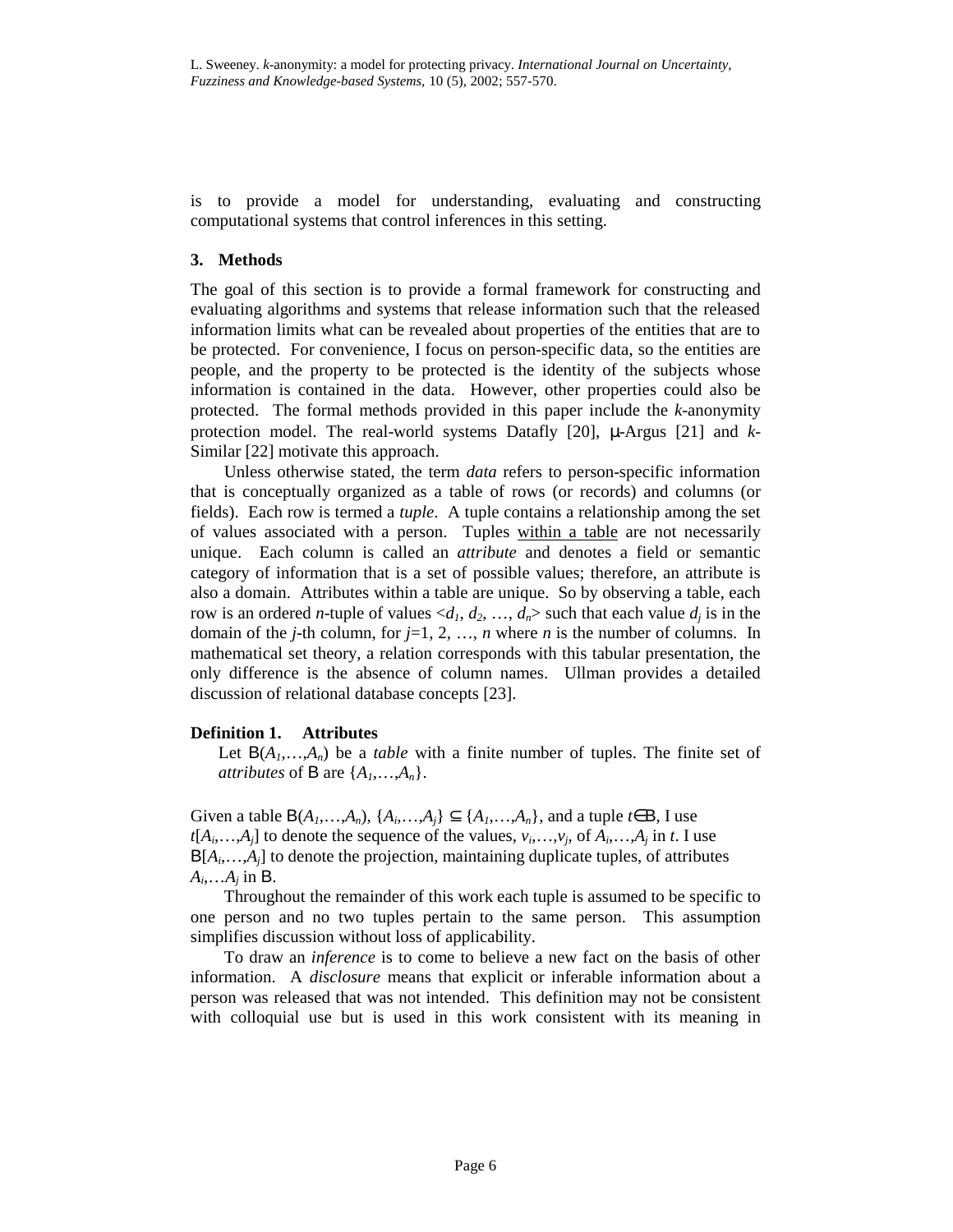is to provide a model for understanding, evaluating and constructing computational systems that control inferences in this setting.

## 3. Methods

The goal of this section is to provide a formal framework for constructing and evaluating algorithms and systems that release information such that the released information limits what can be revealed about properties of the entities that are to be protected. For convenience, I focus on person-specific data, so the entities are people, and the property to be protected is the identity of the subjects whose information is contained in the data. However, other properties could also be protected. The formal methods provided in this paper include the *k*-anonymity protection model. The real-world systems Datafly [20], μ-Argus [21] and *k*-Similar [22] motivate this approach.

Unless otherwise stated, the term *data* refers to person-specific information that is conceptually organized as a table of rows (or records) and columns (or fields). Each row is termed a *tuple*. A tuple contains a relationship among the set of values associated with a person. Tuples within a table are not necessarily unique. Each column is called an *attribute* and denotes a field or semantic category of information that is a set of possible values; therefore, an attribute is also a domain. Attributes within a table are unique. So by observing a table, each row is an ordered *n*-tuple of values $<d_1, d_2, \ldots, d_n>$ such that each value $d_j$ is in the domain of the *j*-th column, for $j=1, 2, \ldots, n$ where *n* is the number of columns. In mathematical set theory, a relation corresponds with this tabular presentation, the only difference is the absence of column names. Ullman provides a detailed discussion of relational database concepts [23].

**Definition 1. Attributes**

Let $B(A_1,\ldots,A_n)$ be a *table* with a finite number of tuples. The finite set of *attributes* of $B$ are $\{A_1,\ldots,A_n\}$.

Given a table $B(A_1,\ldots,A_n)$, $\{A_i,\ldots,A_j\} \subseteq \{A_1,\ldots,A_n\}$, and a tuple $t \in B$, I use $t[A_i,\ldots,A_j]$ to denote the sequence of the values, $v_i,\ldots,v_j$, of $A_i,\ldots,A_j$ in $t$. I use $B[A_i,\ldots,A_j]$ to denote the projection, maintaining duplicate tuples, of attributes $A_i,\ldots A_j$ in $B$.

Throughout the remainder of this work each tuple is assumed to be specific to one person and no two tuples pertain to the same person. This assumption simplifies discussion without loss of applicability.

To draw an *inference* is to come to believe a new fact on the basis of other information. A *disclosure* means that explicit or inferable information about a person was released that was not intended. This definition may not be consistent with colloquial use but is used in this work consistent with its meaning in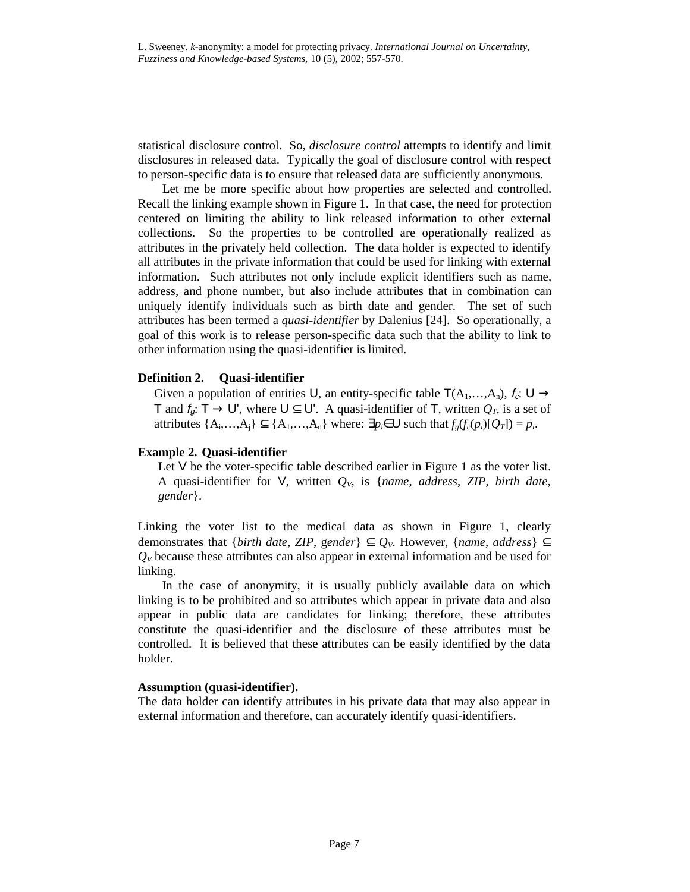statistical disclosure control. So, *disclosure control* attempts to identify and limit disclosures in released data. Typically the goal of disclosure control with respect to person-specific data is to ensure that released data are sufficiently anonymous.

Let me be more specific about how properties are selected and controlled. Recall the linking example shown in Figure 1. In that case, the need for protection centered on limiting the ability to link released information to other external collections. So the properties to be controlled are operationally realized as attributes in the privately held collection. The data holder is expected to identify all attributes in the private information that could be used for linking with external information. Such attributes not only include explicit identifiers such as name, address, and phone number, but also include attributes that in combination can uniquely identify individuals such as birth date and gender. The set of such attributes has been termed a *quasi-identifier* by Dalenius [24]. So operationally, a goal of this work is to release person-specific data such that the ability to link to other information using the quasi-identifier is limited.

**Definition 2. Quasi-identifier**

Given a population of entities U, an entity-specific table $T(A_1,\ldots,A_n)$, $f_c$: U → T and $f_g$: T → U', where U ⊆ U'. A quasi-identifier of T, written $Q_T$, is a set of attributes $\{A_i,\ldots,A_j\} \subseteq \{A_1,\ldots,A_n\}$ where: $\exists p_i \in U$ such that $f_g(f_c(p_i)[Q_T]) = p_i$.

**Example 2. Quasi-identifier**

Let V be the voter-specific table described earlier in Figure 1 as the voter list. A quasi-identifier for V, written $Q_V$, is {*name*, *address*, *ZIP*, *birth date*, *gender*}.

Linking the voter list to the medical data as shown in Figure 1, clearly demonstrates that {*birth date*, *ZIP*, *gender*} ⊆ $Q_V$. However, {*name*, *address*} ⊆ $Q_V$ because these attributes can also appear in external information and be used for linking.

In the case of anonymity, it is usually publicly available data on which linking is to be prohibited and so attributes which appear in private data and also appear in public data are candidates for linking; therefore, these attributes constitute the quasi-identifier and the disclosure of these attributes must be controlled. It is believed that these attributes can be easily identified by the data holder.

**Assumption (quasi-identifier).**

The data holder can identify attributes in his private data that may also appear in external information and therefore, can accurately identify quasi-identifiers.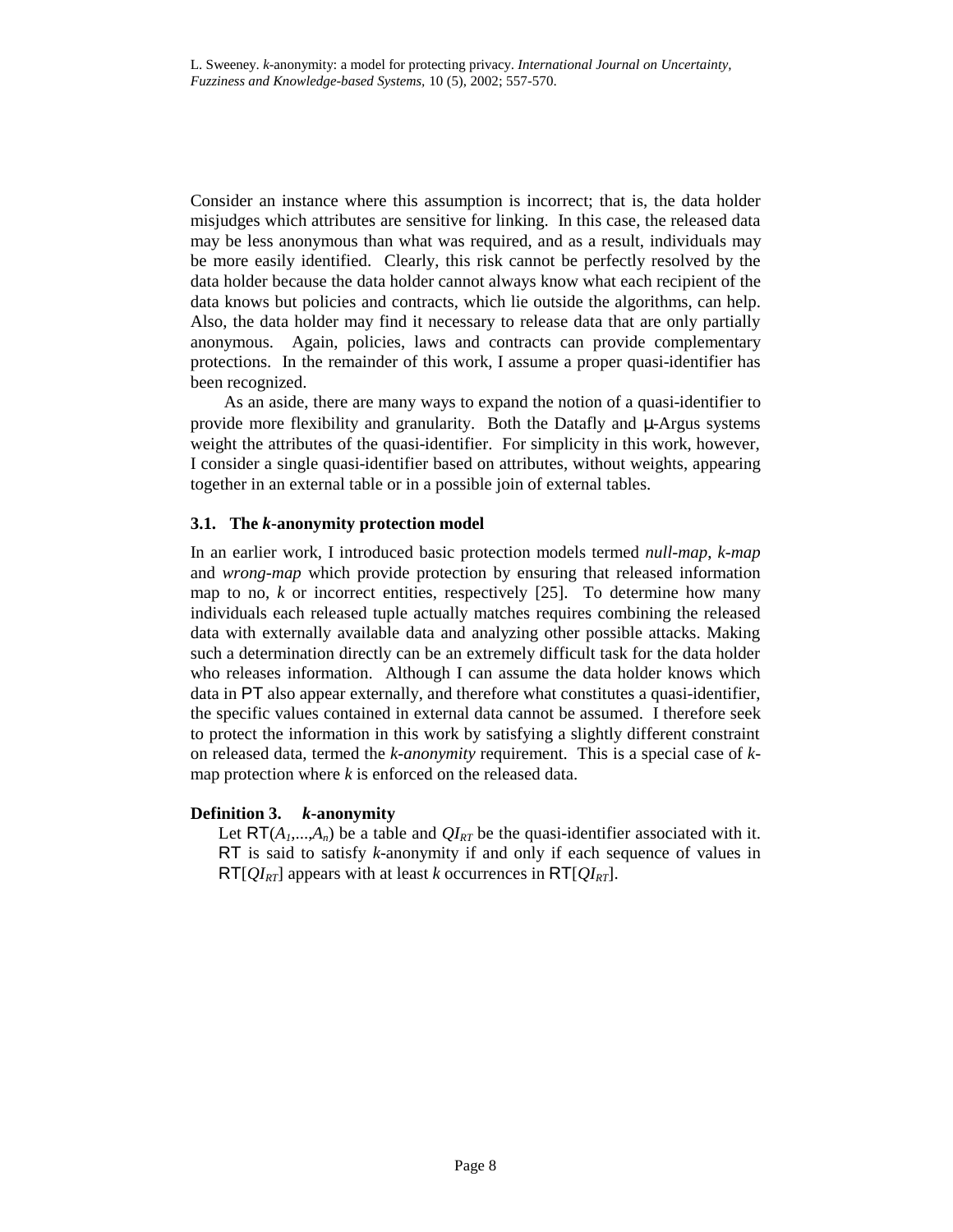Consider an instance where this assumption is incorrect; that is, the data holder misjudges which attributes are sensitive for linking. In this case, the released data may be less anonymous than what was required, and as a result, individuals may be more easily identified. Clearly, this risk cannot be perfectly resolved by the data holder because the data holder cannot always know what each recipient of the data knows but policies and contracts, which lie outside the algorithms, can help. Also, the data holder may find it necessary to release data that are only partially anonymous. Again, policies, laws and contracts can provide complementary protections. In the remainder of this work, I assume a proper quasi-identifier has been recognized.

As an aside, there are many ways to expand the notion of a quasi-identifier to provide more flexibility and granularity. Both the Datafly and μ-Argus systems weight the attributes of the quasi-identifier. For simplicity in this work, however, I consider a single quasi-identifier based on attributes, without weights, appearing together in an external table or in a possible join of external tables.

### 3.1. The *k*-anonymity protection model

In an earlier work, I introduced basic protection models termed *null-map*, *k-map* and *wrong-map* which provide protection by ensuring that released information map to no, *k* or incorrect entities, respectively [25]. To determine how many individuals each released tuple actually matches requires combining the released data with externally available data and analyzing other possible attacks. Making such a determination directly can be an extremely difficult task for the data holder who releases information. Although I can assume the data holder knows which data in PT also appear externally, and therefore what constitutes a quasi-identifier, the specific values contained in external data cannot be assumed. I therefore seek to protect the information in this work by satisfying a slightly different constraint on released data, termed the *k-anonymity* requirement. This is a special case of *k*-map protection where *k* is enforced on the released data.

**Definition 3. *k*-anonymity**

Let RT($A_1$,...,$A_n$) be a table and $QI_{RT}$ be the quasi-identifier associated with it. RT is said to satisfy *k*-anonymity if and only if each sequence of values in RT[$QI_{RT}$] appears with at least *k* occurrences in RT[$QI_{RT}$].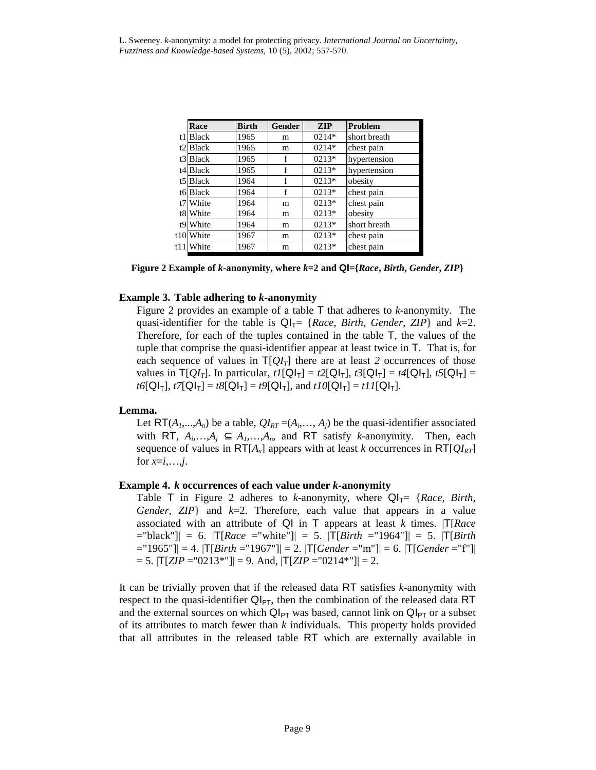| | Race | Birth | Gender | ZIP | Problem |
|---|---|---|---|---|---|
| t1 | Black | 1965 | m | 0214* | short breath |
| t2 | Black | 1965 | m | 0214* | chest pain |
| t3 | Black | 1965 | f | 0213* | hypertension |
| t4 | Black | 1965 | f | 0213* | hypertension |
| t5 | Black | 1964 | f | 0213* | obesity |
| t6 | Black | 1964 | f | 0213* | chest pain |
| t7 | White | 1964 | m | 0213* | chest pain |
| t8 | White | 1964 | m | 0213* | obesity |
| t9 | White | 1964 | m | 0213* | short breath |
| t10 | White | 1967 | m | 0213* | chest pain |
| t11 | White | 1967 | m | 0213* | chest pain |

**Figure 2 Example of *k*-anonymity, where *k*=2 and QI={*Race*, *Birth*, *Gender*, *ZIP*}**

**Example 3. Table adhering to *k*-anonymity**

Figure 2 provides an example of a table T that adheres to *k*-anonymity. The quasi-identifier for the table is $QI_T$= {*Race*, *Birth*, *Gender*, *ZIP*} and *k*=2. Therefore, for each of the tuples contained in the table T, the values of the tuple that comprise the quasi-identifier appear at least twice in T. That is, for each sequence of values in T[$QI_T$] there are at least *2* occurrences of those values in T[$QI_T$]. In particular, *t1*[$QI_T$] = *t2*[$QI_T$], *t3*[$QI_T$] = *t4*[$QI_T$], *t5*[$QI_T$] = *t6*[$QI_T$], *t7*[$QI_T$] = *t8*[$QI_T$] = *t9*[$QI_T$], and *t10*[$QI_T$] = *t11*[$QI_T$].

**Lemma.**

Let RT($A_1$,...,$A_n$) be a table, $QI_{RT}$ =($A_i$,…, $A_j$) be the quasi-identifier associated with RT, $A_i$,…,$A_j$ ⊆ $A_1$,…,$A_n$, and RT satisfy *k*-anonymity. Then, each sequence of values in RT[$A_x$] appears with at least *k* occurrences in RT[$QI_{RT}$] for *x*=*i*,…,*j*.

**Example 4. *k* occurrences of each value under *k*-anonymity**

Table T in Figure 2 adheres to *k*-anonymity, where $QI_T$= {*Race*, *Birth*, *Gender*, *ZIP*} and *k*=2. Therefore, each value that appears in a value associated with an attribute of QI in T appears at least *k* times. |T[*Race* ="black"]| = 6. |T[*Race* ="white"]| = 5. |T[*Birth* ="1964"]| = 5. |T[*Birth* ="1965"]| = 4. |T[*Birth* ="1967"]| = 2. |T[*Gender* ="m"]| = 6. |T[*Gender* ="f"]| = 5. |T[*ZIP* ="0213*"]| = 9. And, |T[*ZIP* ="0214*"]| = 2.

It can be trivially proven that if the released data RT satisfies *k*-anonymity with respect to the quasi-identifier $QI_{PT}$, then the combination of the released data RT and the external sources on which $QI_{PT}$ was based, cannot link on $QI_{PT}$ or a subset of its attributes to match fewer than *k* individuals. This property holds provided that all attributes in the released table RT which are externally available in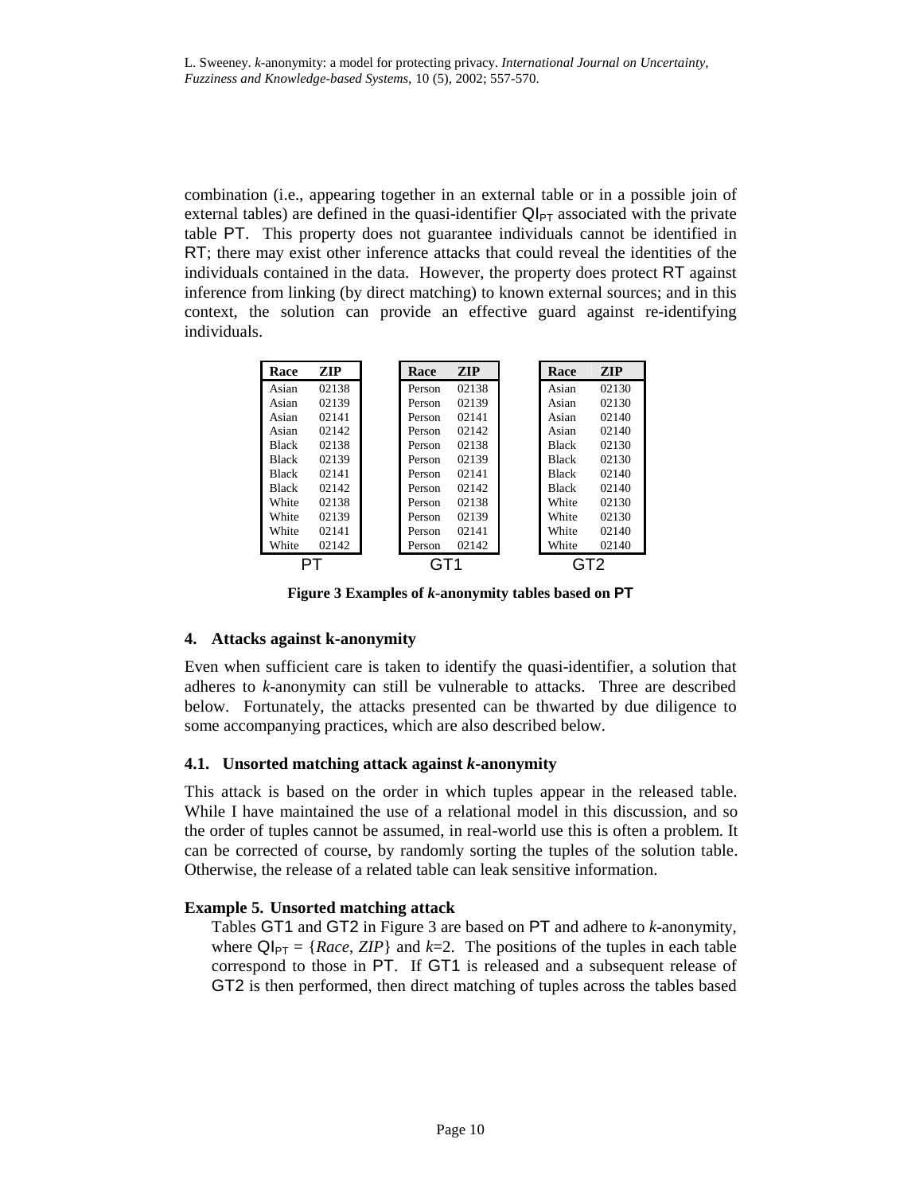combination (i.e., appearing together in an external table or in a possible join of external tables) are defined in the quasi-identifier $QI_{PT}$ associated with the private table PT. This property does not guarantee individuals cannot be identified in RT; there may exist other inference attacks that could reveal the identities of the individuals contained in the data. However, the property does protect RT against inference from linking (by direct matching) to known external sources; and in this context, the solution can provide an effective guard against re-identifying individuals.

**PT**

| Race | ZIP |
|---|---|
| Asian | 02138 |
| Asian | 02139 |
| Asian | 02141 |
| Asian | 02142 |
| Black | 02138 |
| Black | 02139 |
| Black | 02141 |
| Black | 02142 |
| White | 02138 |
| White | 02139 |
| White | 02141 |
| White | 02142 |

**GT1**

| Race | ZIP |
|---|---|
| Person | 02138 |
| Person | 02139 |
| Person | 02141 |
| Person | 02142 |
| Person | 02138 |
| Person | 02139 |
| Person | 02141 |
| Person | 02142 |
| Person | 02138 |
| Person | 02139 |
| Person | 02141 |
| Person | 02142 |

**GT2**

| Race | ZIP |
|---|---|
| Asian | 02130 |
| Asian | 02130 |
| Asian | 02140 |
| Asian | 02140 |
| Black | 02130 |
| Black | 02130 |
| Black | 02140 |
| Black | 02140 |
| White | 02130 |
| White | 02130 |
| White | 02140 |
| White | 02140 |

**Figure 3 Examples of *k*-anonymity tables based on PT**

## 4. Attacks against k-anonymity

Even when sufficient care is taken to identify the quasi-identifier, a solution that adheres to *k*-anonymity can still be vulnerable to attacks. Three are described below. Fortunately, the attacks presented can be thwarted by due diligence to some accompanying practices, which are also described below.

### 4.1. Unsorted matching attack against *k*-anonymity

This attack is based on the order in which tuples appear in the released table. While I have maintained the use of a relational model in this discussion, and so the order of tuples cannot be assumed, in real-world use this is often a problem. It can be corrected of course, by randomly sorting the tuples of the solution table. Otherwise, the release of a related table can leak sensitive information.

**Example 5. Unsorted matching attack**

Tables GT1 and GT2 in Figure 3 are based on PT and adhere to *k*-anonymity, where $QI_{PT}$ = {*Race*, *ZIP*} and *k*=2. The positions of the tuples in each table correspond to those in PT. If GT1 is released and a subsequent release of GT2 is then performed, then direct matching of tuples across the tables based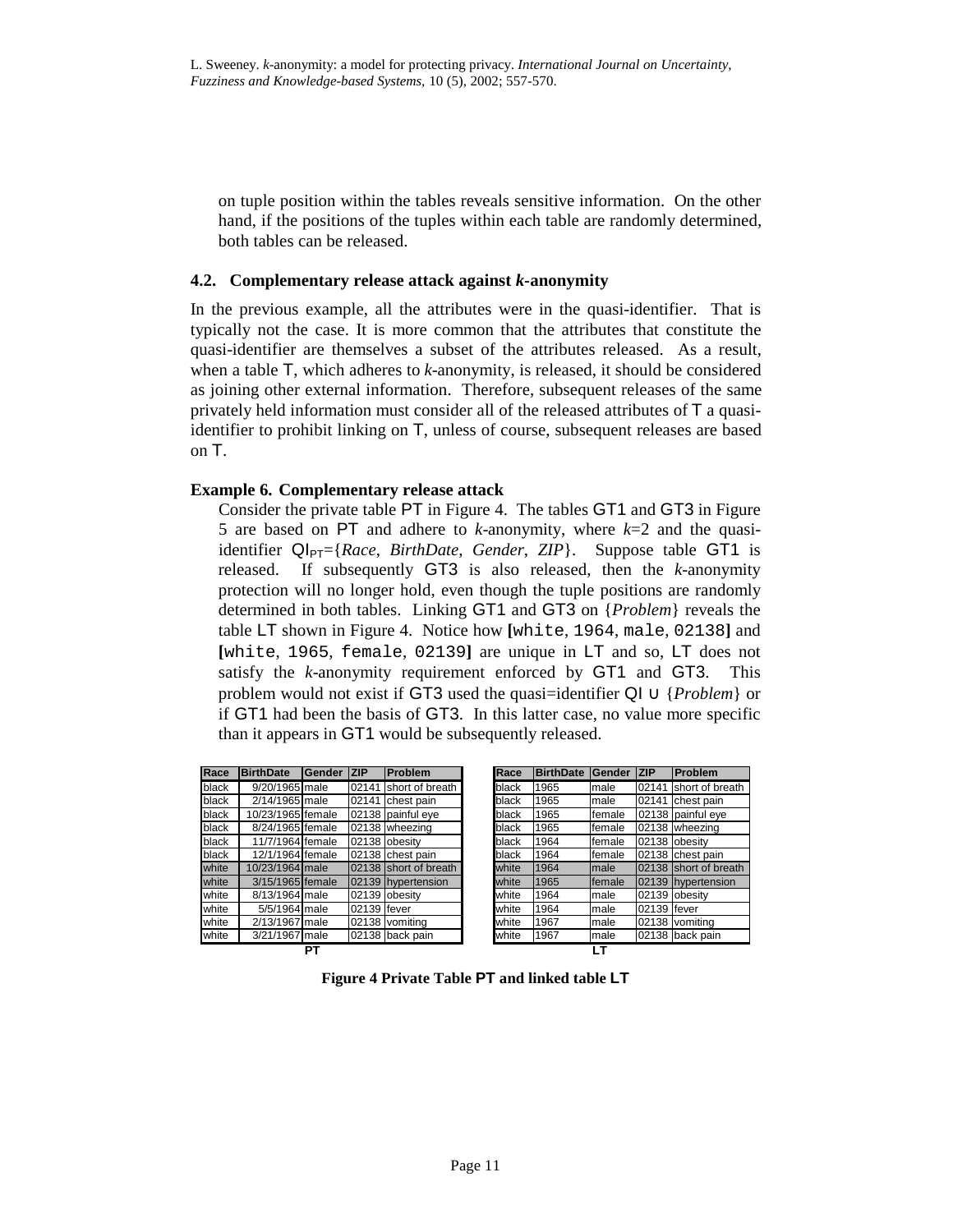on tuple position within the tables reveals sensitive information. On the other hand, if the positions of the tuples within each table are randomly determined, both tables can be released.

### 4.2. Complementary release attack against *k*-anonymity

In the previous example, all the attributes were in the quasi-identifier. That is typically not the case. It is more common that the attributes that constitute the quasi-identifier are themselves a subset of the attributes released. As a result, when a table T, which adheres to *k*-anonymity, is released, it should be considered as joining other external information. Therefore, subsequent releases of the same privately held information must consider all of the released attributes of T a quasi-identifier to prohibit linking on T, unless of course, subsequent releases are based on T.

**Example 6. Complementary release attack**

Consider the private table PT in Figure 4. The tables GT1 and GT3 in Figure 5 are based on PT and adhere to *k*-anonymity, where *k*=2 and the quasi-identifier $QI_{PT}$={*Race*, *BirthDate*, *Gender*, *ZIP*}. Suppose table GT1 is released. If subsequently GT3 is also released, then the *k*-anonymity protection will no longer hold, even though the tuple positions are randomly determined in both tables. Linking GT1 and GT3 on {*Problem*} reveals the table LT shown in Figure 4. Notice how **[**white, 1964, male, 02138**]** and **[**white, 1965, female, 02139**]** are unique in LT and so, LT does not satisfy the *k*-anonymity requirement enforced by GT1 and GT3. This problem would not exist if GT3 used the quasi=identifier QI ∪ {*Problem*} or if GT1 had been the basis of GT3. In this latter case, no value more specific than it appears in GT1 would be subsequently released.

| Race | BirthDate | Gender | ZIP | Problem |
|---|---|---|---|---|
| black | 9/20/1965 | male | 02141 | short of breath |
| black | 2/14/1965 | male | 02141 | chest pain |
| black | 10/23/1965 | female | 02138 | painful eye |
| black | 8/24/1965 | female | 02138 | wheezing |
| black | 11/7/1964 | female | 02138 | obesity |
| black | 12/1/1964 | female | 02138 | chest pain |
| white | 10/23/1964 | male | 02138 | short of breath |
| white | 3/15/1965 | female | 02139 | hypertension |
| white | 8/13/1964 | male | 02139 | obesity |
| white | 5/5/1964 | male | 02139 | fever |
| white | 2/13/1967 | male | 02138 | vomiting |
| white | 3/21/1967 | male | 02138 | back pain |

**PT**

| Race | BirthDate | Gender | ZIP | Problem |
|---|---|---|---|---|
| black | 1965 | male | 02141 | short of breath |
| black | 1965 | male | 02141 | chest pain |
| black | 1965 | female | 02138 | painful eye |
| black | 1965 | female | 02138 | wheezing |
| black | 1964 | female | 02138 | obesity |
| black | 1964 | female | 02138 | chest pain |
| white | 1964 | male | 02138 | short of breath |
| white | 1965 | female | 02139 | hypertension |
| white | 1964 | male | 02139 | obesity |
| white | 1964 | male | 02139 | fever |
| white | 1967 | male | 02138 | vomiting |
| white | 1967 | male | 02138 | back pain |

**LT**

**Figure 4 Private Table PT and linked table LT**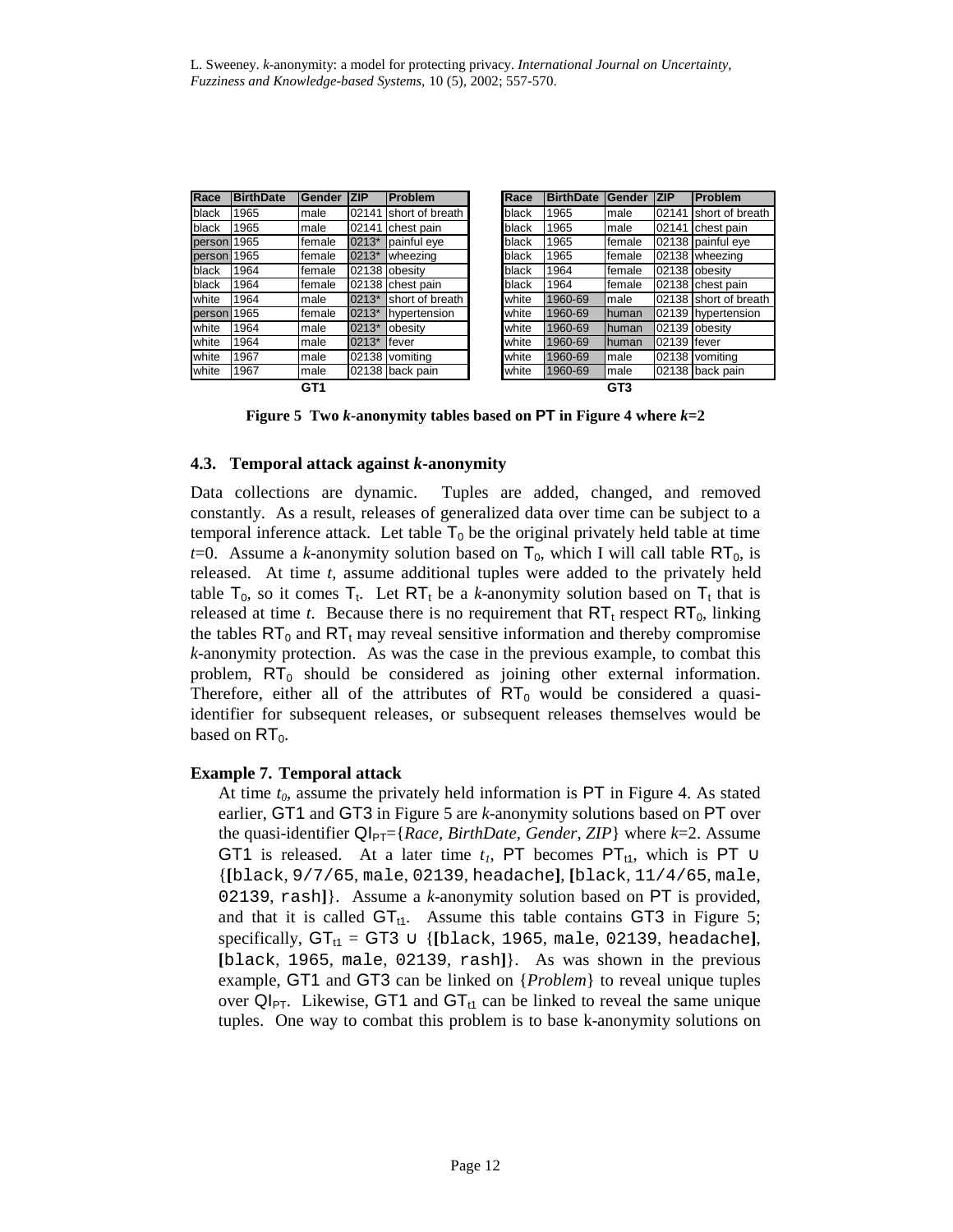| Race | BirthDate | Gender | ZIP | Problem |
|---|---|---|---|---|
| black | 1965 | male | 02141 | short of breath |
| black | 1965 | male | 02141 | chest pain |
| person | 1965 | female | 0213* | painful eye |
| person | 1965 | female | 0213* | wheezing |
| black | 1964 | female | 02138 | obesity |
| black | 1964 | female | 02138 | chest pain |
| white | 1964 | male | 0213* | short of breath |
| person | 1965 | female | 0213* | hypertension |
| white | 1964 | male | 0213* | obesity |
| white | 1964 | male | 0213* | fever |
| white | 1967 | male | 02138 | vomiting |
| white | 1967 | male | 02138 | back pain |

GT1

| Race | BirthDate | Gender | ZIP | Problem |
|---|---|---|---|---|
| black | 1965 | male | 02141 | short of breath |
| black | 1965 | male | 02141 | chest pain |
| black | 1965 | female | 02138 | painful eye |
| black | 1965 | female | 02138 | wheezing |
| black | 1964 | female | 02138 | obesity |
| black | 1964 | female | 02138 | chest pain |
| white | 1960-69 | male | 02138 | short of breath |
| white | 1960-69 | human | 02139 | hypertension |
| white | 1960-69 | human | 02139 | obesity |
| white | 1960-69 | human | 02139 | fever |
| white | 1960-69 | male | 02138 | vomiting |
| white | 1960-69 | male | 02138 | back pain |

GT3

**Figure 5 Two *k*-anonymity tables based on PT in Figure 4 where *k*=2**

### 4.3. Temporal attack against *k*-anonymity

Data collections are dynamic. Tuples are added, changed, and removed constantly. As a result, releases of generalized data over time can be subject to a temporal inference attack. Let table $T_0$ be the original privately held table at time *t*=0. Assume a *k*-anonymity solution based on $T_0$, which I will call table $RT_0$, is released. At time *t*, assume additional tuples were added to the privately held table $T_0$, so it comes $T_t$. Let $RT_t$ be a *k*-anonymity solution based on $T_t$ that is released at time *t*. Because there is no requirement that $RT_t$ respect $RT_0$, linking the tables $RT_0$ and $RT_t$ may reveal sensitive information and thereby compromise *k*-anonymity protection. As was the case in the previous example, to combat this problem, $RT_0$ should be considered as joining other external information. Therefore, either all of the attributes of $RT_0$ would be considered a quasi-identifier for subsequent releases, or subsequent releases themselves would be based on $RT_0$.

**Example 7. Temporal attack**

At time $t_0$, assume the privately held information is PT in Figure 4. As stated earlier, GT1 and GT3 in Figure 5 are *k*-anonymity solutions based on PT over the quasi-identifier $QI_{PT}$={*Race*, *BirthDate*, *Gender*, *ZIP*} where *k*=2. Assume GT1 is released. At a later time $t_1$, PT becomes $PT_{t1}$, which is PT ∪ {[black, 9/7/65, male, 02139, headache], [black, 11/4/65, male, 02139, rash]}. Assume a *k*-anonymity solution based on PT is provided, and that it is called $GT_{t1}$. Assume this table contains GT3 in Figure 5; specifically, $GT_{t1}$ = GT3 ∪ {[black, 1965, male, 02139, headache], [black, 1965, male, 02139, rash]}. As was shown in the previous example, GT1 and GT3 can be linked on {*Problem*} to reveal unique tuples over $QI_{PT}$. Likewise, GT1 and $GT_{t1}$ can be linked to reveal the same unique tuples. One way to combat this problem is to base k-anonymity solutions on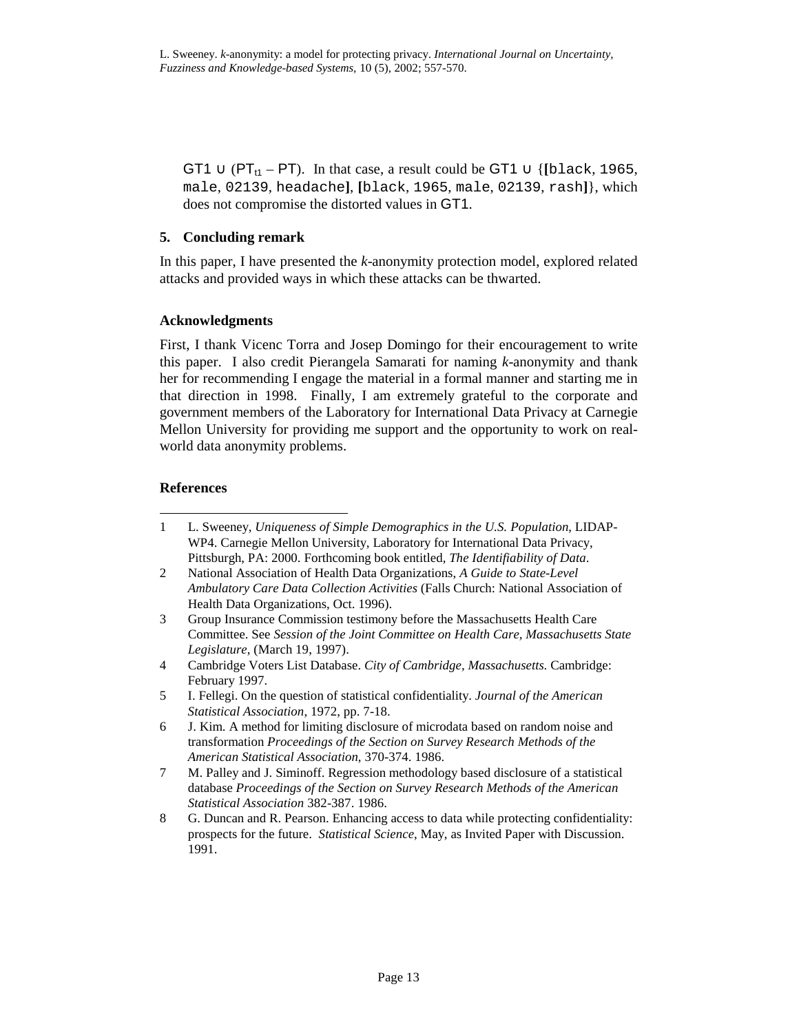GT1 ∪ ($PT_{t1}$ – PT). In that case, a result could be GT1 ∪ {**[**black, 1965, male, 02139, headache**]**, **[**black, 1965, male, 02139, rash**]**}, which does not compromise the distorted values in GT1.

## 5. Concluding remark

In this paper, I have presented the *k*-anonymity protection model, explored related attacks and provided ways in which these attacks can be thwarted.

### Acknowledgments

First, I thank Vicenc Torra and Josep Domingo for their encouragement to write this paper. I also credit Pierangela Samarati for naming *k*-anonymity and thank her for recommending I engage the material in a formal manner and starting me in that direction in 1998. Finally, I am extremely grateful to the corporate and government members of the Laboratory for International Data Privacy at Carnegie Mellon University for providing me support and the opportunity to work on real-world data anonymity problems.

### References

1. L. Sweeney, *Uniqueness of Simple Demographics in the U.S. Population*, LIDAP-WP4. Carnegie Mellon University, Laboratory for International Data Privacy, Pittsburgh, PA: 2000. Forthcoming book entitled, *The Identifiability of Data*.
2. National Association of Health Data Organizations, *A Guide to State-Level Ambulatory Care Data Collection Activities* (Falls Church: National Association of Health Data Organizations, Oct. 1996).
3. Group Insurance Commission testimony before the Massachusetts Health Care Committee. See *Session of the Joint Committee on Health Care, Massachusetts State Legislature*, (March 19, 1997).
4. Cambridge Voters List Database. *City of Cambridge, Massachusetts*. Cambridge: February 1997.
5. I. Fellegi. On the question of statistical confidentiality. *Journal of the American Statistical Association*, 1972, pp. 7-18.
6. J. Kim. A method for limiting disclosure of microdata based on random noise and transformation *Proceedings of the Section on Survey Research Methods of the American Statistical Association*, 370-374. 1986.
7. M. Palley and J. Siminoff. Regression methodology based disclosure of a statistical database *Proceedings of the Section on Survey Research Methods of the American Statistical Association* 382-387. 1986.
8. G. Duncan and R. Pearson. Enhancing access to data while protecting confidentiality: prospects for the future. *Statistical Science*, May, as Invited Paper with Discussion. 1991.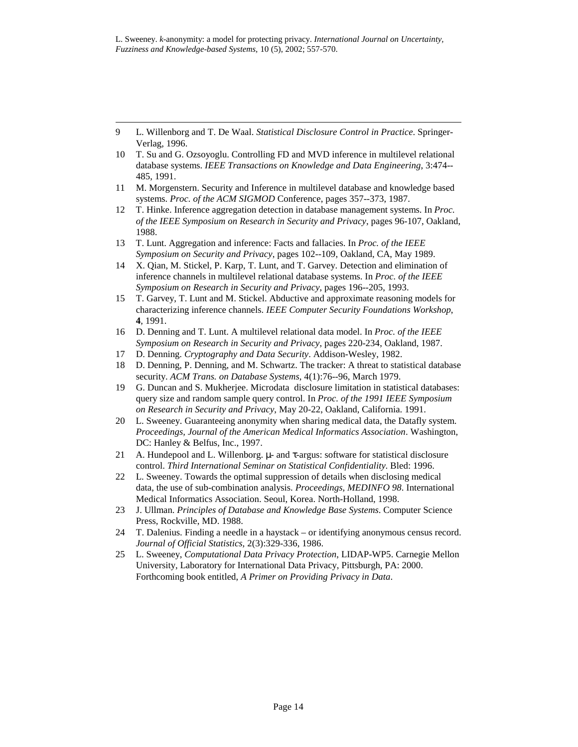9 L. Willenborg and T. De Waal. *Statistical Disclosure Control in Practice*. Springer-Verlag, 1996.

10 T. Su and G. Ozsoyoglu. Controlling FD and MVD inference in multilevel relational database systems. *IEEE Transactions on Knowledge and Data Engineering*, 3:474--485, 1991.

11 M. Morgenstern. Security and Inference in multilevel database and knowledge based systems. *Proc. of the ACM SIGMOD* Conference, pages 357--373, 1987.

12 T. Hinke. Inference aggregation detection in database management systems. In *Proc. of the IEEE Symposium on Research in Security and Privacy*, pages 96-107, Oakland, 1988.

13 T. Lunt. Aggregation and inference: Facts and fallacies. In *Proc. of the IEEE Symposium on Security and Privacy*, pages 102--109, Oakland, CA, May 1989.

14 X. Qian, M. Stickel, P. Karp, T. Lunt, and T. Garvey. Detection and elimination of inference channels in multilevel relational database systems. In *Proc. of the IEEE Symposium on Research in Security and Privacy*, pages 196--205, 1993.

15 T. Garvey, T. Lunt and M. Stickel. Abductive and approximate reasoning models for characterizing inference channels. *IEEE Computer Security Foundations Workshop*, **4**, 1991.

16 D. Denning and T. Lunt. A multilevel relational data model. In *Proc. of the IEEE Symposium on Research in Security and Privacy*, pages 220-234, Oakland, 1987.

17 D. Denning. *Cryptography and Data Security*. Addison-Wesley, 1982.

18 D. Denning, P. Denning, and M. Schwartz. The tracker: A threat to statistical database security. *ACM Trans. on Database Systems*, 4(1):76--96, March 1979.

19 G. Duncan and S. Mukherjee. Microdata disclosure limitation in statistical databases: query size and random sample query control. In *Proc. of the 1991 IEEE Symposium on Research in Security and Privacy*, May 20-22, Oakland, California. 1991.

20 L. Sweeney. Guaranteeing anonymity when sharing medical data, the Datafly system. *Proceedings, Journal of the American Medical Informatics Association*. Washington, DC: Hanley & Belfus, Inc., 1997.

21 A. Hundepool and L. Willenborg. μ- and τ-argus: software for statistical disclosure control. *Third International Seminar on Statistical Confidentiality*. Bled: 1996.

22 L. Sweeney. Towards the optimal suppression of details when disclosing medical data, the use of sub-combination analysis. *Proceedings, MEDINFO 98*. International Medical Informatics Association. Seoul, Korea. North-Holland, 1998.

23 J. Ullman. *Principles of Database and Knowledge Base Systems*. Computer Science Press, Rockville, MD. 1988.

24 T. Dalenius. Finding a needle in a haystack – or identifying anonymous census record. *Journal of Official Statistics*, 2(3):329-336, 1986.

25 L. Sweeney, *Computational Data Privacy Protection*, LIDAP-WP5. Carnegie Mellon University, Laboratory for International Data Privacy, Pittsburgh, PA: 2000. Forthcoming book entitled, *A Primer on Providing Privacy in Data*.